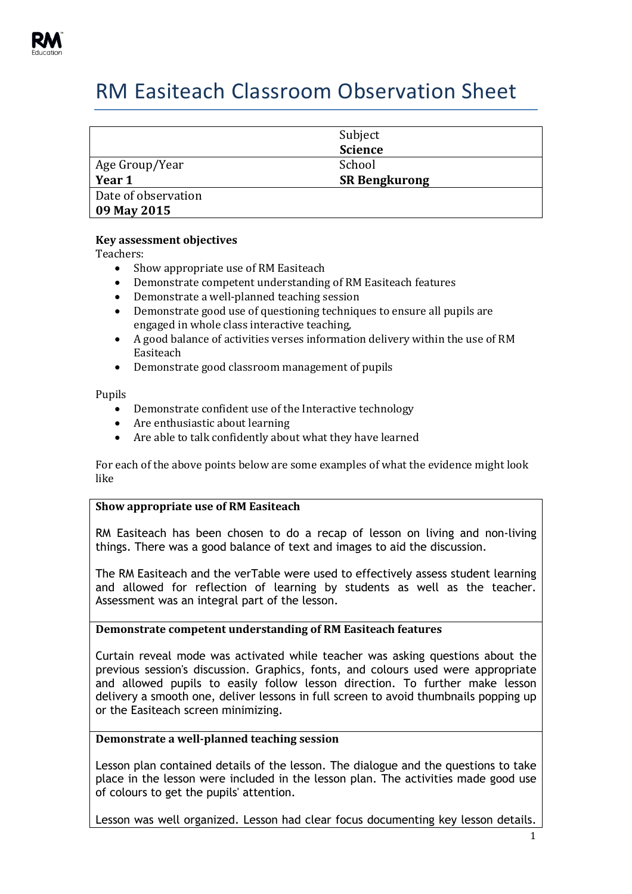# RM Easiteach Classroom Observation Sheet

| | Subject<br>**Science** |
|---|---|
| Age Group/Year<br>**Year 1** | School<br>**SR Bengkurong** |
| Date of observation<br>**09 May 2015** | |

**Key assessment objectives**

Teachers:

- Show appropriate use of RM Easiteach
- Demonstrate competent understanding of RM Easiteach features
- Demonstrate a well-planned teaching session
- Demonstrate good use of questioning techniques to ensure all pupils are engaged in whole class interactive teaching,
- A good balance of activities verses information delivery within the use of RM Easiteach
- Demonstrate good classroom management of pupils

Pupils

- Demonstrate confident use of the Interactive technology
- Are enthusiastic about learning
- Are able to talk confidently about what they have learned

For each of the above points below are some examples of what the evidence might look like

**Show appropriate use of RM Easiteach**

RM Easiteach has been chosen to do a recap of lesson on living and non-living things. There was a good balance of text and images to aid the discussion.

The RM Easiteach and the verTable were used to effectively assess student learning and allowed for reflection of learning by students as well as the teacher. Assessment was an integral part of the lesson.

**Demonstrate competent understanding of RM Easiteach features**

Curtain reveal mode was activated while teacher was asking questions about the previous session's discussion. Graphics, fonts, and colours used were appropriate and allowed pupils to easily follow lesson direction. To further make lesson delivery a smooth one, deliver lessons in full screen to avoid thumbnails popping up or the Easiteach screen minimizing.

**Demonstrate a well-planned teaching session**

Lesson plan contained details of the lesson. The dialogue and the questions to take place in the lesson were included in the lesson plan. The activities made good use of colours to get the pupils' attention.

Lesson was well organized. Lesson had clear focus documenting key lesson details.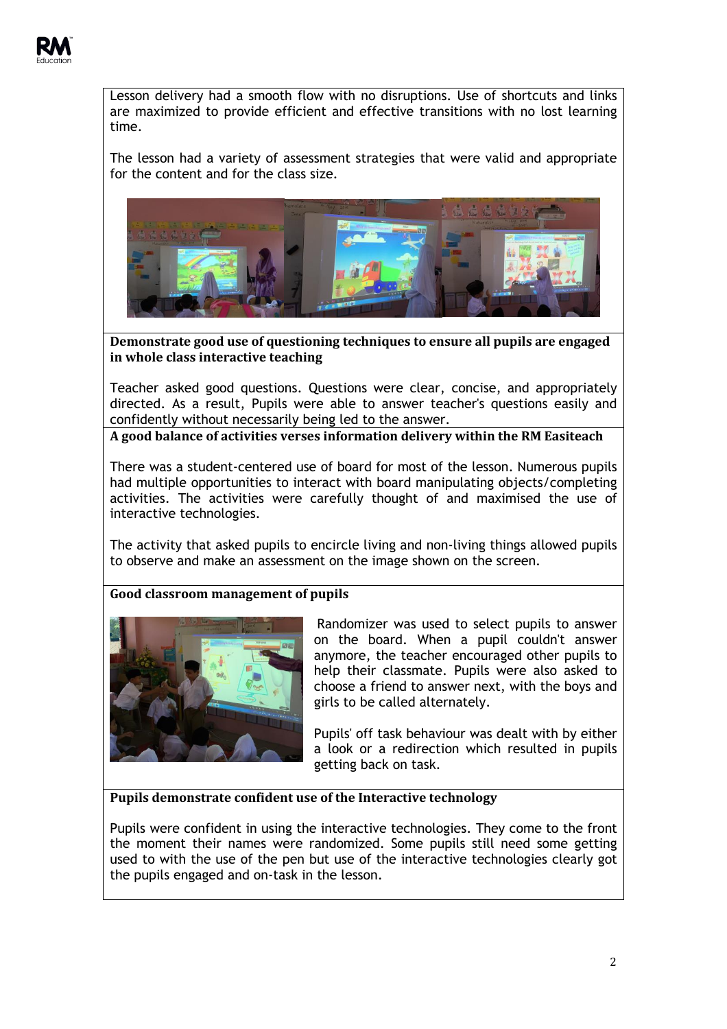Lesson delivery had a smooth flow with no disruptions. Use of shortcuts and links are maximized to provide efficient and effective transitions with no lost learning time.

The lesson had a variety of assessment strategies that were valid and appropriate for the content and for the class size.

**Demonstrate good use of questioning techniques to ensure all pupils are engaged in whole class interactive teaching**

Teacher asked good questions. Questions were clear, concise, and appropriately directed. As a result, Pupils were able to answer teacher's questions easily and confidently without necessarily being led to the answer.

**A good balance of activities verses information delivery within the RM Easiteach**

There was a student-centered use of board for most of the lesson. Numerous pupils had multiple opportunities to interact with board manipulating objects/completing activities. The activities were carefully thought of and maximised the use of interactive technologies.

The activity that asked pupils to encircle living and non-living things allowed pupils to observe and make an assessment on the image shown on the screen.

**Good classroom management of pupils**

Randomizer was used to select pupils to answer on the board. When a pupil couldn't answer anymore, the teacher encouraged other pupils to help their classmate. Pupils were also asked to choose a friend to answer next, with the boys and girls to be called alternately.

Pupils' off task behaviour was dealt with by either a look or a redirection which resulted in pupils getting back on task.

**Pupils demonstrate confident use of the Interactive technology**

Pupils were confident in using the interactive technologies. They come to the front the moment their names were randomized. Some pupils still need some getting used to with the use of the pen but use of the interactive technologies clearly got the pupils engaged and on-task in the lesson.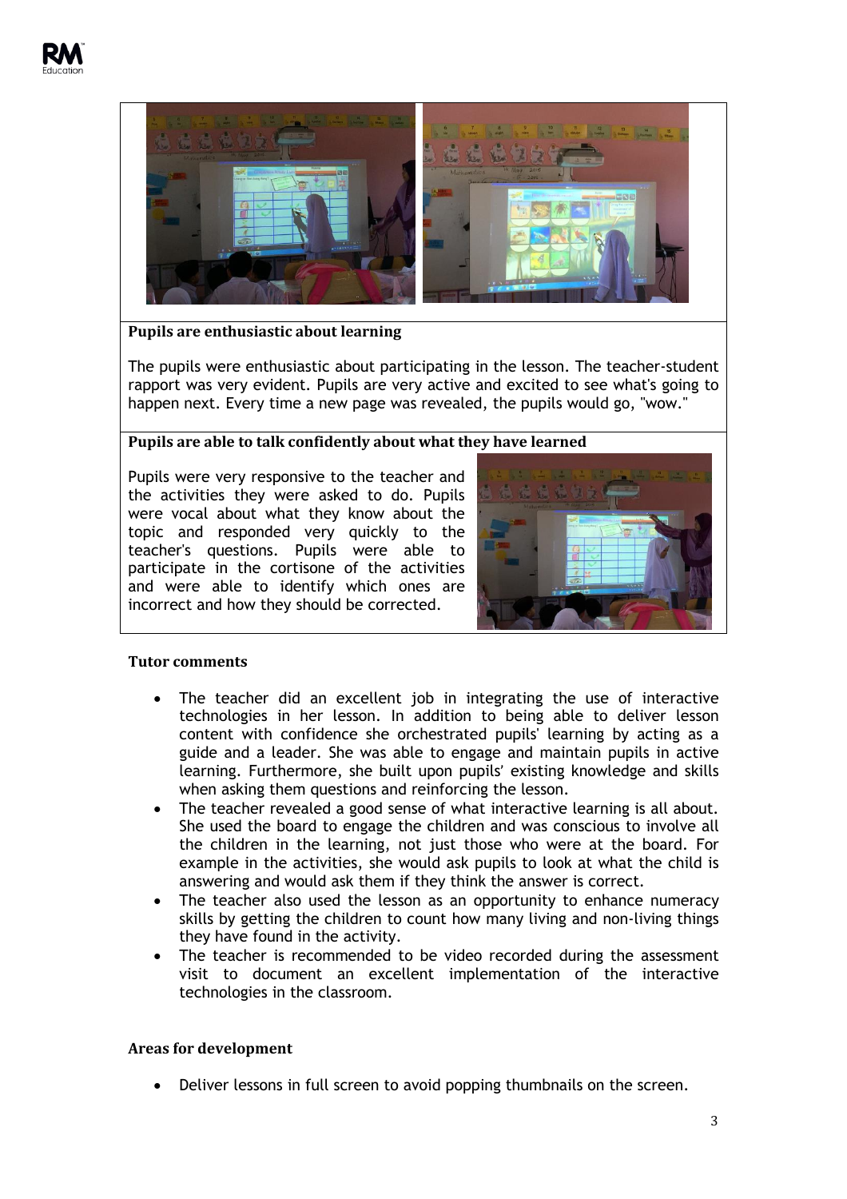**Pupils are enthusiastic about learning**

The pupils were enthusiastic about participating in the lesson. The teacher-student rapport was very evident. Pupils are very active and excited to see what's going to happen next. Every time a new page was revealed, the pupils would go, "wow."

**Pupils are able to talk confidently about what they have learned**

Pupils were very responsive to the teacher and the activities they were asked to do. Pupils were vocal about what they know about the topic and responded very quickly to the teacher's questions. Pupils were able to participate in the cortisone of the activities and were able to identify which ones are incorrect and how they should be corrected.

**Tutor comments**

- The teacher did an excellent job in integrating the use of interactive technologies in her lesson. In addition to being able to deliver lesson content with confidence she orchestrated pupils' learning by acting as a guide and a leader. She was able to engage and maintain pupils in active learning. Furthermore, she built upon pupils' existing knowledge and skills when asking them questions and reinforcing the lesson.
- The teacher revealed a good sense of what interactive learning is all about. She used the board to engage the children and was conscious to involve all the children in the learning, not just those who were at the board. For example in the activities, she would ask pupils to look at what the child is answering and would ask them if they think the answer is correct.
- The teacher also used the lesson as an opportunity to enhance numeracy skills by getting the children to count how many living and non-living things they have found in the activity.
- The teacher is recommended to be video recorded during the assessment visit to document an excellent implementation of the interactive technologies in the classroom.

**Areas for development**

- Deliver lessons in full screen to avoid popping thumbnails on the screen.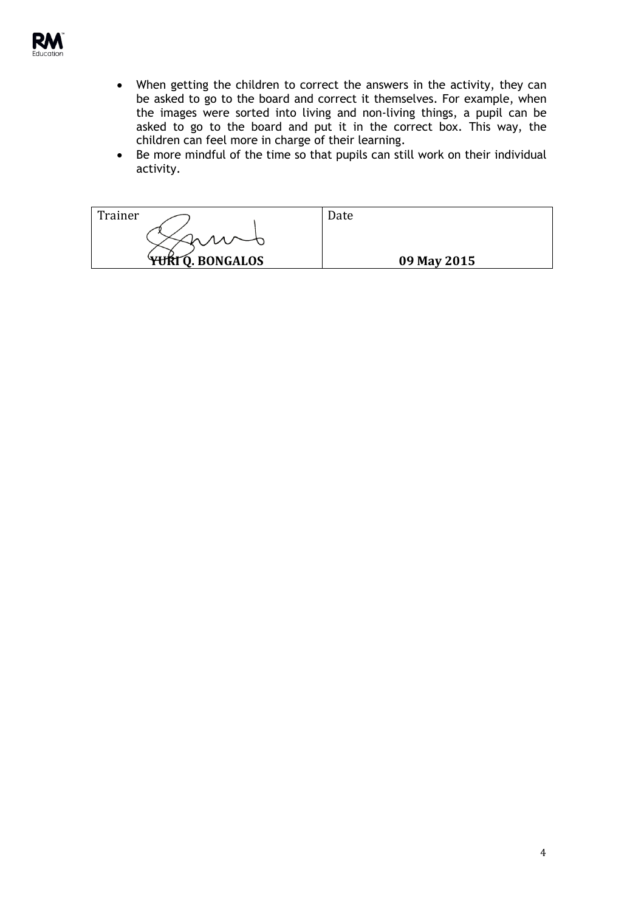- When getting the children to correct the answers in the activity, they can be asked to go to the board and correct it themselves. For example, when the images were sorted into living and non-living things, a pupil can be asked to go to the board and put it in the correct box. This way, the children can feel more in charge of their learning.
- Be more mindful of the time so that pupils can still work on their individual activity.

| | |
|---|---|
| Trainer<br>**YURI Q. BONGALOS** | Date<br>**09 May 2015** |